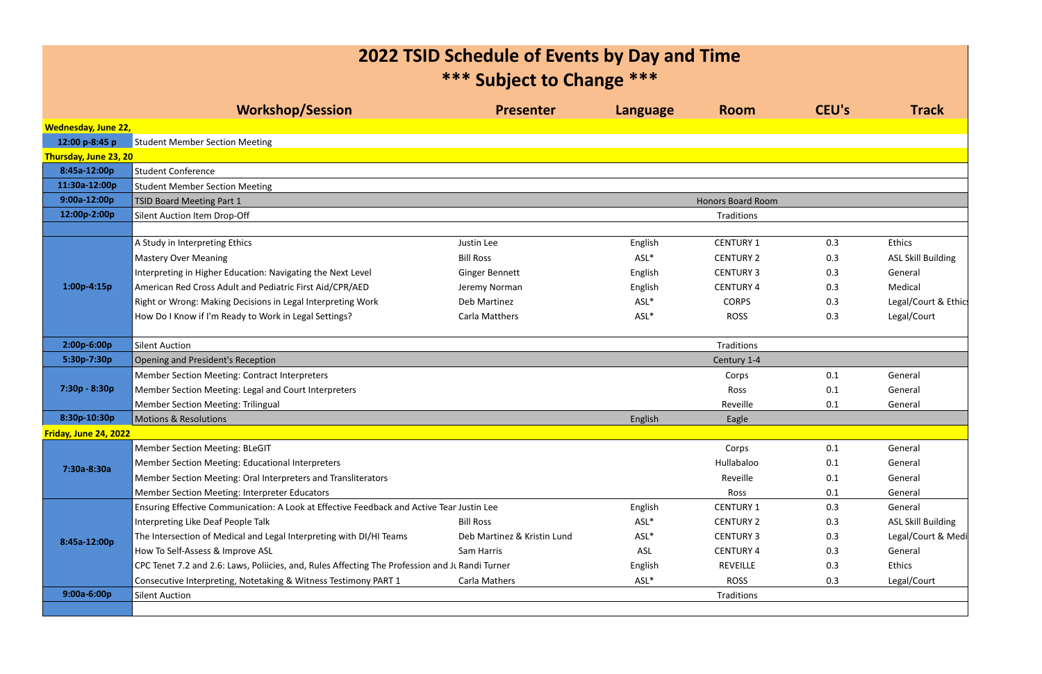# 2022 TSID Schedule of Events by Day and Time

## *** Subject to Change ***

| | Workshop/Session | Presenter | Language | Room | CEU's | Track |
|---|---|---|---|---|---|---|
| **Wednesday, June 22,** | | | | | | |
| 12:00 p-8:45 p | Student Member Section Meeting | | | | | |
| **Thursday, June 23, 20** | | | | | | |
| 8:45a-12:00p | Student Conference | | | | | |
| 11:30a-12:00p | Student Member Section Meeting | | | | | |
| 9:00a-12:00p | TSID Board Meeting Part 1 | | | Honors Board Room | | |
| 12:00p-2:00p | Silent Auction Item Drop-Off | | | Traditions | | |
| | | | | | | |
| 1:00p-4:15p | A Study in Interpreting Ethics | Justin Lee | English | CENTURY 1 | 0.3 | Ethics |
| | Mastery Over Meaning | Bill Ross | ASL* | CENTURY 2 | 0.3 | ASL Skill Building |
| | Interpreting in Higher Education: Navigating the Next Level | Ginger Bennett | English | CENTURY 3 | 0.3 | General |
| | American Red Cross Adult and Pediatric First Aid/CPR/AED | Jeremy Norman | English | CENTURY 4 | 0.3 | Medical |
| | Right or Wrong: Making Decisions in Legal Interpreting Work | Deb Martinez | ASL* | CORPS | 0.3 | Legal/Court & Ethics |
| | How Do I Know if I'm Ready to Work in Legal Settings? | Carla Matthers | ASL* | ROSS | 0.3 | Legal/Court |
| 2:00p-6:00p | Silent Auction | | | Traditions | | |
| 5:30p-7:30p | Opening and President's Reception | | | Century 1-4 | | |
| 7:30p - 8:30p | Member Section Meeting: Contract Interpreters | | | Corps | 0.1 | General |
| | Member Section Meeting: Legal and Court Interpreters | | | Ross | 0.1 | General |
| | Member Section Meeting: Trilingual | | | Reveille | 0.1 | General |
| 8:30p-10:30p | Motions & Resolutions | | English | Eagle | | |
| **Friday, June 24, 2022** | | | | | | |
| 7:30a-8:30a | Member Section Meeting: BLeGIT | | | Corps | 0.1 | General |
| | Member Section Meeting: Educational Interpreters | | | Hullabaloo | 0.1 | General |
| | Member Section Meeting: Oral Interpreters and Transliterators | | | Reveille | 0.1 | General |
| | Member Section Meeting: Interpreter Educators | | | Ross | 0.1 | General |
| 8:45a-12:00p | Ensuring Effective Communication: A Look at Effective Feedback and Active Tear | Justin Lee | English | CENTURY 1 | 0.3 | General |
| | Interpreting Like Deaf People Talk | Bill Ross | ASL* | CENTURY 2 | 0.3 | ASL Skill Building |
| | The Intersection of Medical and Legal Interpreting with DI/HI Teams | Deb Martinez & Kristin Lund | ASL* | CENTURY 3 | 0.3 | Legal/Court & Medi |
| | How To Self-Assess & Improve ASL | Sam Harris | ASL | CENTURY 4 | 0.3 | General |
| | CPC Tenet 7.2 and 2.6: Laws, Poliicies, and, Rules Affecting The Profession and Ju | Randi Turner | English | REVEILLE | 0.3 | Ethics |
| | Consecutive Interpreting, Notetaking & Witness Testimony PART 1 | Carla Mathers | ASL* | ROSS | 0.3 | Legal/Court |
| 9:00a-6:00p | Silent Auction | | | Traditions | | |
| | | | | | | |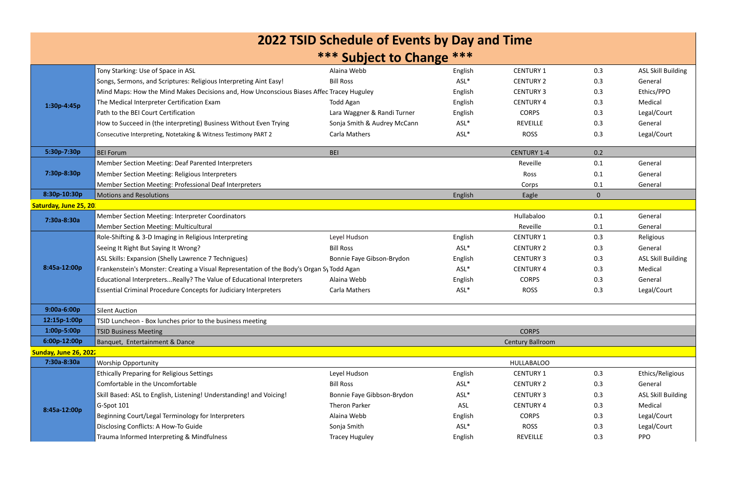# 2022 TSID Schedule of Events by Day and Time

## *** Subject to Change ***

| Time | Event | Presenter | Language | Room | CEUs | Category |
|---|---|---|---|---|---|---|
| 1:30p-4:45p | Tony Starking: Use of Space in ASL | Alaina Webb | English | CENTURY 1 | 0.3 | ASL Skill Building |
| | Songs, Sermons, and Scriptures: Religious Interpreting Aint Easy! | Bill Ross | ASL* | CENTURY 2 | 0.3 | General |
| | Mind Maps: How the Mind Makes Decisions and, How Unconscious Biases Affec | Tracey Huguley | English | CENTURY 3 | 0.3 | Ethics/PPO |
| | The Medical Interpreter Certification Exam | Todd Agan | English | CENTURY 4 | 0.3 | Medical |
| | Path to the BEI Court Certification | Lara Waggner & Randi Turner | English | CORPS | 0.3 | Legal/Court |
| | How to Succeed in (the interpreting) Business Without Even Trying | Sonja Smith & Audrey McCann | ASL* | REVEILLE | 0.3 | General |
| | Consecutive Interpreting, Notetaking & Witness Testimony PART 2 | Carla Mathers | ASL* | ROSS | 0.3 | Legal/Court |
| 5:30p-7:30p | BEI Forum | BEI | | CENTURY 1-4 | 0.2 | |
| 7:30p-8:30p | Member Section Meeting: Deaf Parented Interpreters | | | Reveille | 0.1 | General |
| | Member Section Meeting: Religious Interpreters | | | Ross | 0.1 | General |
| | Member Section Meeting: Professional Deaf Interpreters | | | Corps | 0.1 | General |
| 8:30p-10:30p | Motions and Resolutions | | English | Eagle | 0 | |
| **Saturday, June 25, 20** | | | | | | |
| 7:30a-8:30a | Member Section Meeting: Interpreter Coordinators | | | Hullabaloo | 0.1 | General |
| | Member Section Meeting: Multicultural | | | Reveille | 0.1 | General |
| 8:45a-12:00p | Role-Shifting & 3-D Imaging in Religious Interpreting | Leyel Hudson | English | CENTURY 1 | 0.3 | Religious |
| | Seeing It Right But Saying It Wrong? | Bill Ross | ASL* | CENTURY 2 | 0.3 | General |
| | ASL Skills: Expansion (Shelly Lawrence 7 Techigues) | Bonnie Faye Gibson-Brydon | English | CENTURY 3 | 0.3 | ASL Skill Building |
| | Frankenstein's Monster: Creating a Visual Representation of the Body's Organ Sy | Todd Agan | ASL* | CENTURY 4 | 0.3 | Medical |
| | Educational Interpreters...Really? The Value of Educational Interpreters | Alaina Webb | English | CORPS | 0.3 | General |
| | Essential Criminal Procedure Concepts for Judiciary Interpreters | Carla Mathers | ASL* | ROSS | 0.3 | Legal/Court |
| 9:00a-6:00p | Silent Auction | | | | | |
| 12:15p-1:00p | TSID Luncheon - Box lunches prior to the business meeting | | | | | |
| 1:00p-5:00p | TSID Business Meeting | | | CORPS | | |
| 6:00p-12:00p | Banquet, Entertainment & Dance | | | Century Ballroom | | |
| **Sunday, June 26, 202** | | | | | | |
| 7:30a-8:30a | Worship Opportunity | | | HULLABALOO | | |
| 8:45a-12:00p | Ethically Preparing for Religious Settings | Leyel Hudson | English | CENTURY 1 | 0.3 | Ethics/Religious |
| | Comfortable in the Uncomfortable | Bill Ross | ASL* | CENTURY 2 | 0.3 | General |
| | Skill Based: ASL to English, Listening! Understanding! and Voicing! | Bonnie Faye Gibbson-Brydon | ASL* | CENTURY 3 | 0.3 | ASL Skill Building |
| | G-Spot 101 | Theron Parker | ASL | CENTURY 4 | 0.3 | Medical |
| | Beginning Court/Legal Terminology for Interpreters | Alaina Webb | English | CORPS | 0.3 | Legal/Court |
| | Disclosing Conflicts: A How-To Guide | Sonja Smith | ASL* | ROSS | 0.3 | Legal/Court |
| | Trauma Informed Interpreting & Mindfulness | Tracey Huguley | English | REVEILLE | 0.3 | PPO |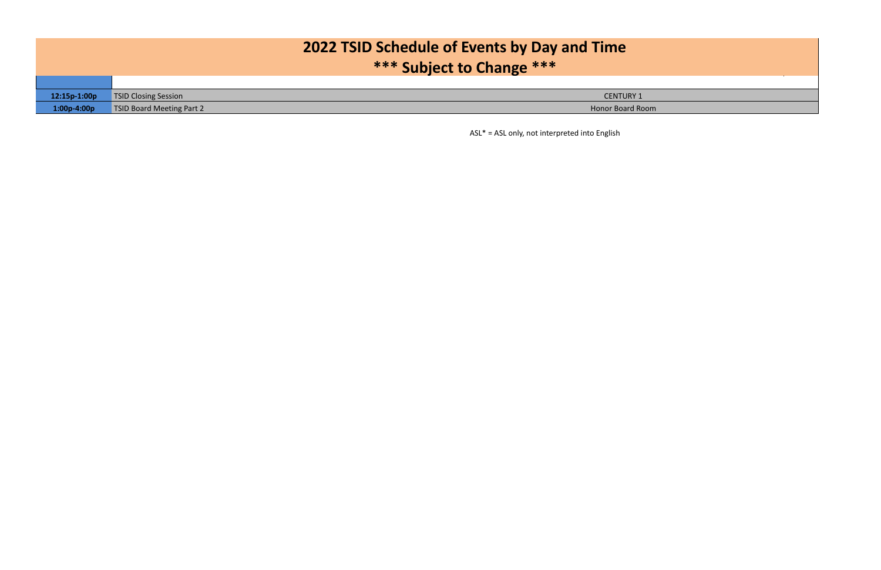# 2022 TSID Schedule of Events by Day and Time

## *** Subject to Change ***

| | | |
|---|---|---|
| 12:15p-1:00p | TSID Closing Session | CENTURY 1 |
| 1:00p-4:00p | TSID Board Meeting Part 2 | Honor Board Room |

ASL* = ASL only, not interpreted into English